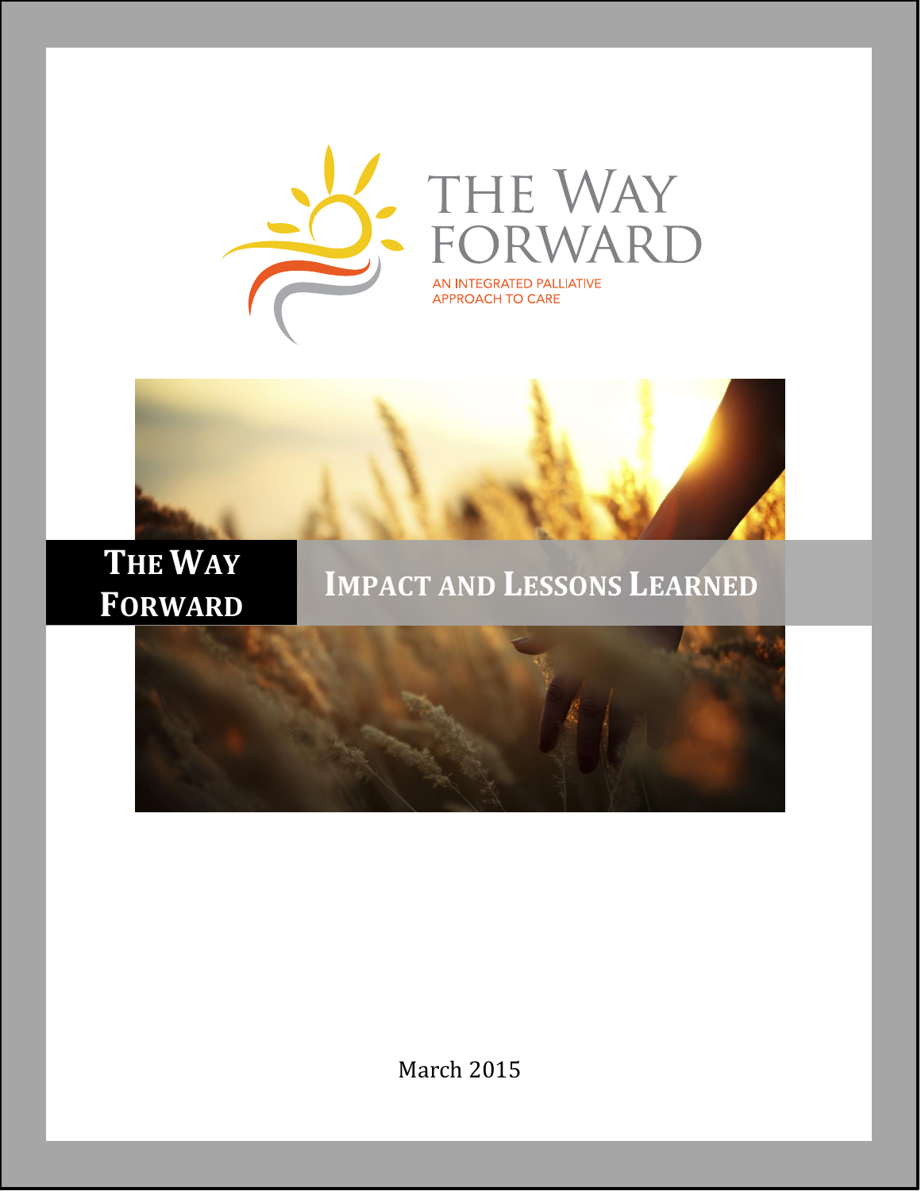THE WAY FORWARD

AN INTEGRATED PALLIATIVE APPROACH TO CARE

# THE WAY FORWARD

## IMPACT AND LESSONS LEARNED

March 2015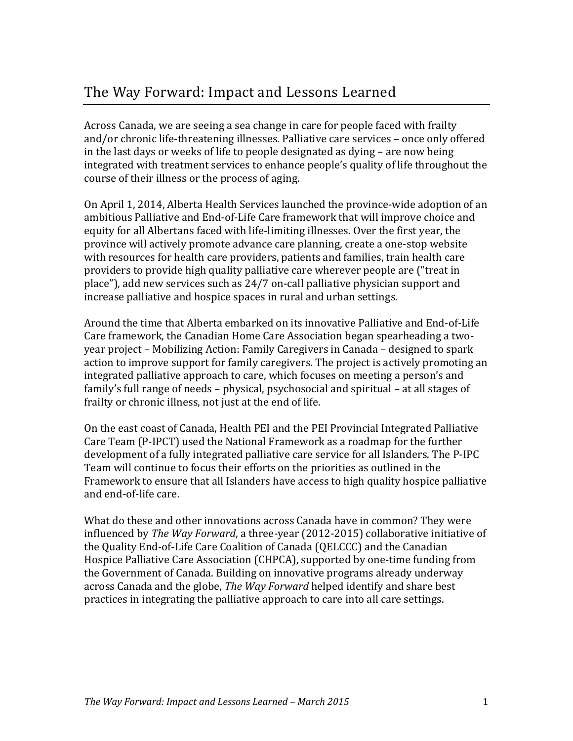# The Way Forward: Impact and Lessons Learned

Across Canada, we are seeing a sea change in care for people faced with frailty and/or chronic life-threatening illnesses. Palliative care services – once only offered in the last days or weeks of life to people designated as dying – are now being integrated with treatment services to enhance people's quality of life throughout the course of their illness or the process of aging.

On April 1, 2014, Alberta Health Services launched the province-wide adoption of an ambitious Palliative and End-of-Life Care framework that will improve choice and equity for all Albertans faced with life-limiting illnesses. Over the first year, the province will actively promote advance care planning, create a one-stop website with resources for health care providers, patients and families, train health care providers to provide high quality palliative care wherever people are ("treat in place"), add new services such as 24/7 on-call palliative physician support and increase palliative and hospice spaces in rural and urban settings.

Around the time that Alberta embarked on its innovative Palliative and End-of-Life Care framework, the Canadian Home Care Association began spearheading a two-year project – Mobilizing Action: Family Caregivers in Canada – designed to spark action to improve support for family caregivers. The project is actively promoting an integrated palliative approach to care, which focuses on meeting a person's and family's full range of needs – physical, psychosocial and spiritual – at all stages of frailty or chronic illness, not just at the end of life.

On the east coast of Canada, Health PEI and the PEI Provincial Integrated Palliative Care Team (P-IPCT) used the National Framework as a roadmap for the further development of a fully integrated palliative care service for all Islanders. The P-IPC Team will continue to focus their efforts on the priorities as outlined in the Framework to ensure that all Islanders have access to high quality hospice palliative and end-of-life care.

What do these and other innovations across Canada have in common? They were influenced by *The Way Forward*, a three-year (2012-2015) collaborative initiative of the Quality End-of-Life Care Coalition of Canada (QELCCC) and the Canadian Hospice Palliative Care Association (CHPCA), supported by one-time funding from the Government of Canada. Building on innovative programs already underway across Canada and the globe, *The Way Forward* helped identify and share best practices in integrating the palliative approach to care into all care settings.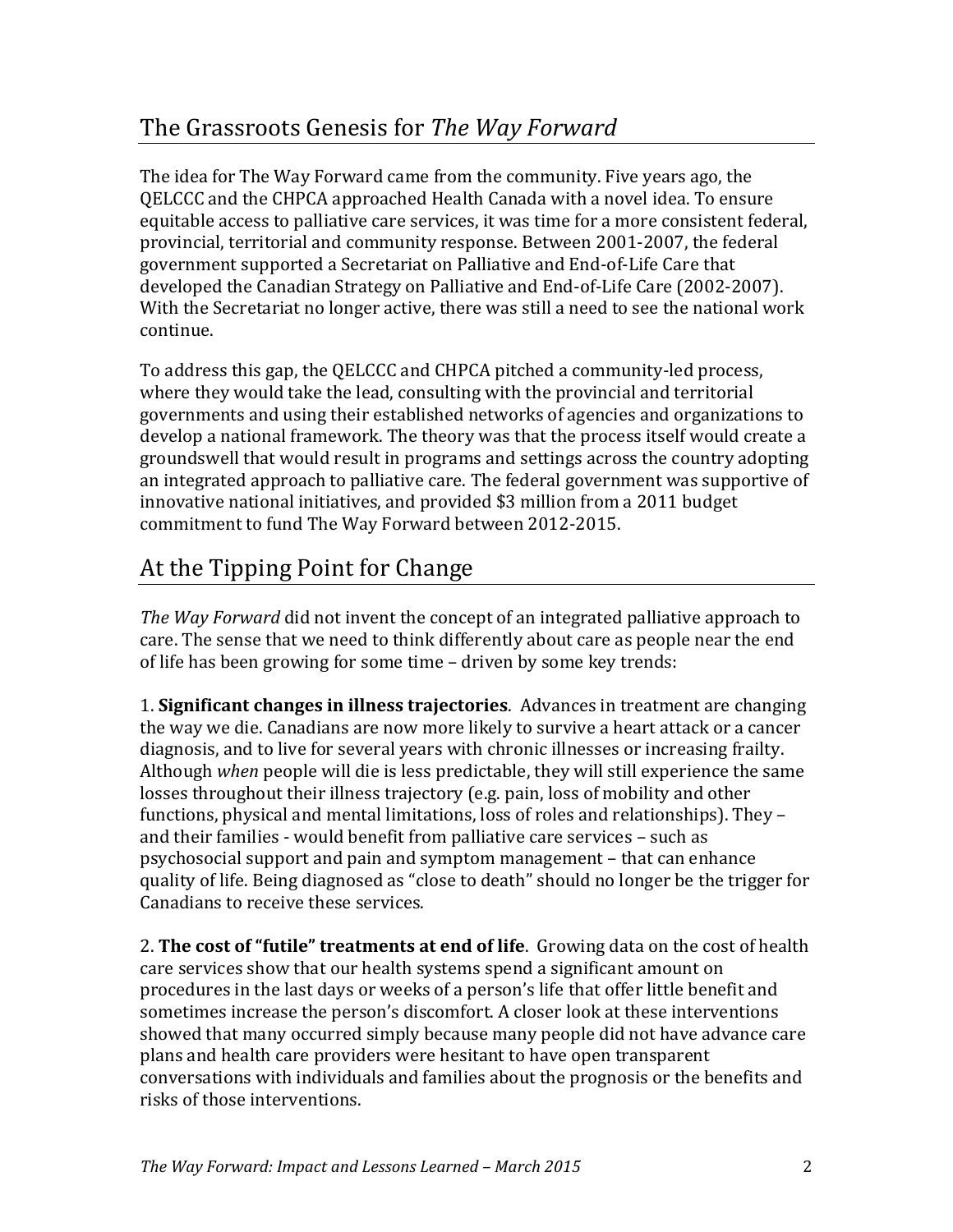## The Grassroots Genesis for *The Way Forward*

The idea for The Way Forward came from the community. Five years ago, the QELCCC and the CHPCA approached Health Canada with a novel idea. To ensure equitable access to palliative care services, it was time for a more consistent federal, provincial, territorial and community response. Between 2001-2007, the federal government supported a Secretariat on Palliative and End-of-Life Care that developed the Canadian Strategy on Palliative and End-of-Life Care (2002-2007). With the Secretariat no longer active, there was still a need to see the national work continue.

To address this gap, the QELCCC and CHPCA pitched a community-led process, where they would take the lead, consulting with the provincial and territorial governments and using their established networks of agencies and organizations to develop a national framework. The theory was that the process itself would create a groundswell that would result in programs and settings across the country adopting an integrated approach to palliative care. The federal government was supportive of innovative national initiatives, and provided $3 million from a 2011 budget commitment to fund The Way Forward between 2012-2015.

## At the Tipping Point for Change

*The Way Forward* did not invent the concept of an integrated palliative approach to care. The sense that we need to think differently about care as people near the end of life has been growing for some time – driven by some key trends:

1. **Significant changes in illness trajectories**. Advances in treatment are changing the way we die. Canadians are now more likely to survive a heart attack or a cancer diagnosis, and to live for several years with chronic illnesses or increasing frailty. Although *when* people will die is less predictable, they will still experience the same losses throughout their illness trajectory (e.g. pain, loss of mobility and other functions, physical and mental limitations, loss of roles and relationships). They – and their families - would benefit from palliative care services – such as psychosocial support and pain and symptom management – that can enhance quality of life. Being diagnosed as "close to death" should no longer be the trigger for Canadians to receive these services.

2. **The cost of "futile" treatments at end of life**. Growing data on the cost of health care services show that our health systems spend a significant amount on procedures in the last days or weeks of a person's life that offer little benefit and sometimes increase the person's discomfort. A closer look at these interventions showed that many occurred simply because many people did not have advance care plans and health care providers were hesitant to have open transparent conversations with individuals and families about the prognosis or the benefits and risks of those interventions.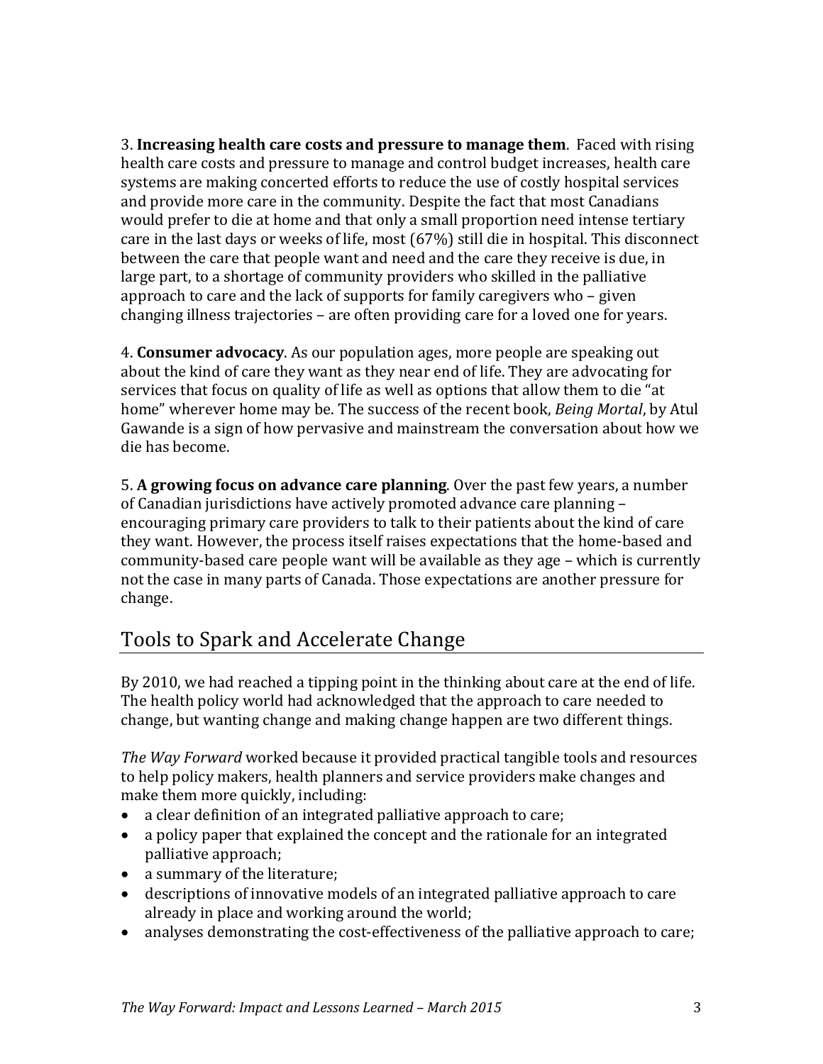3. **Increasing health care costs and pressure to manage them**. Faced with rising health care costs and pressure to manage and control budget increases, health care systems are making concerted efforts to reduce the use of costly hospital services and provide more care in the community. Despite the fact that most Canadians would prefer to die at home and that only a small proportion need intense tertiary care in the last days or weeks of life, most (67%) still die in hospital. This disconnect between the care that people want and need and the care they receive is due, in large part, to a shortage of community providers who skilled in the palliative approach to care and the lack of supports for family caregivers who – given changing illness trajectories – are often providing care for a loved one for years.

4. **Consumer advocacy**. As our population ages, more people are speaking out about the kind of care they want as they near end of life. They are advocating for services that focus on quality of life as well as options that allow them to die "at home" wherever home may be. The success of the recent book, *Being Mortal*, by Atul Gawande is a sign of how pervasive and mainstream the conversation about how we die has become.

5. **A growing focus on advance care planning**. Over the past few years, a number of Canadian jurisdictions have actively promoted advance care planning – encouraging primary care providers to talk to their patients about the kind of care they want. However, the process itself raises expectations that the home-based and community-based care people want will be available as they age – which is currently not the case in many parts of Canada. Those expectations are another pressure for change.

## Tools to Spark and Accelerate Change

By 2010, we had reached a tipping point in the thinking about care at the end of life. The health policy world had acknowledged that the approach to care needed to change, but wanting change and making change happen are two different things.

*The Way Forward* worked because it provided practical tangible tools and resources to help policy makers, health planners and service providers make changes and make them more quickly, including:

- a clear definition of an integrated palliative approach to care;
- a policy paper that explained the concept and the rationale for an integrated palliative approach;
- a summary of the literature;
- descriptions of innovative models of an integrated palliative approach to care already in place and working around the world;
- analyses demonstrating the cost-effectiveness of the palliative approach to care;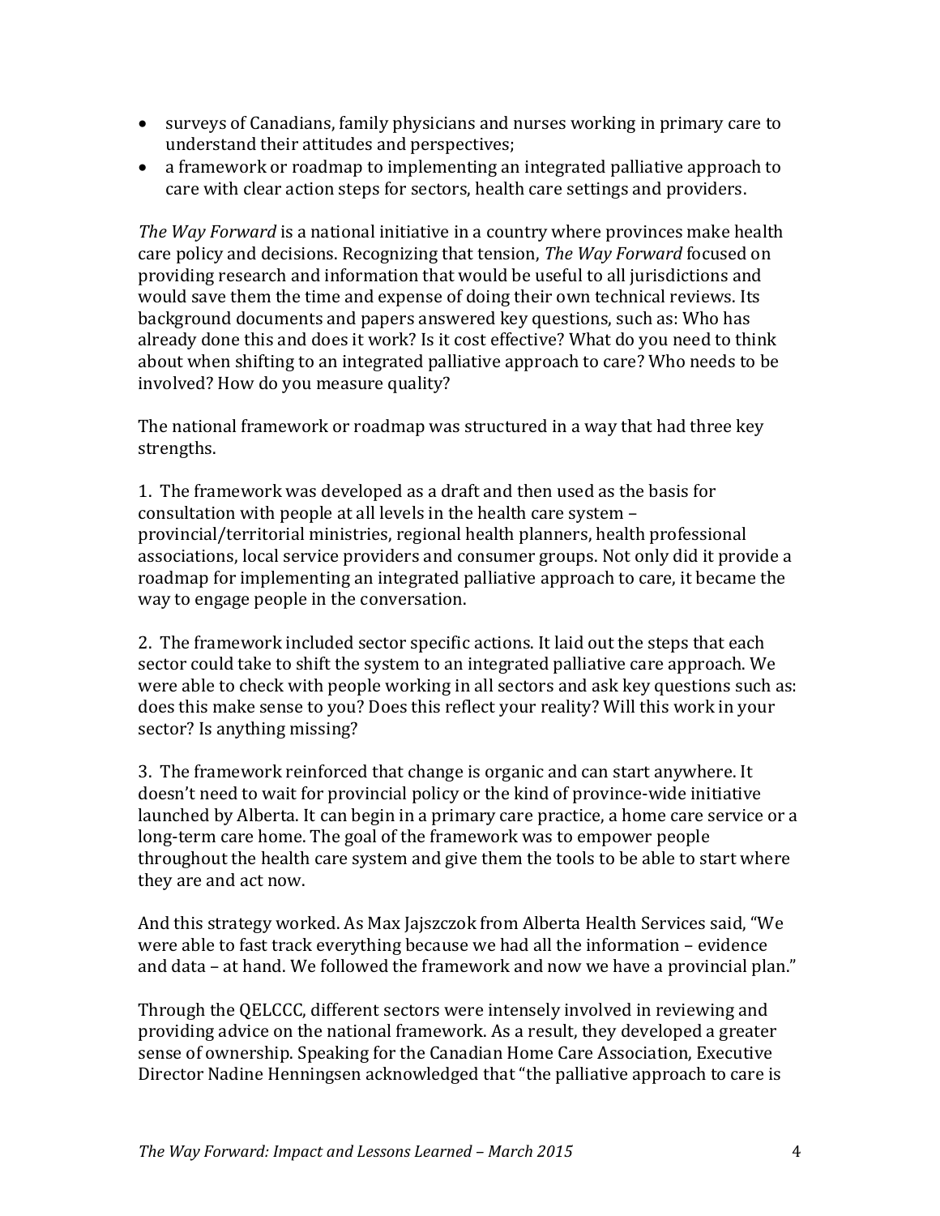- surveys of Canadians, family physicians and nurses working in primary care to understand their attitudes and perspectives;
- a framework or roadmap to implementing an integrated palliative approach to care with clear action steps for sectors, health care settings and providers.

*The Way Forward* is a national initiative in a country where provinces make health care policy and decisions. Recognizing that tension, *The Way Forward* focused on providing research and information that would be useful to all jurisdictions and would save them the time and expense of doing their own technical reviews. Its background documents and papers answered key questions, such as: Who has already done this and does it work? Is it cost effective? What do you need to think about when shifting to an integrated palliative approach to care? Who needs to be involved? How do you measure quality?

The national framework or roadmap was structured in a way that had three key strengths.

1. The framework was developed as a draft and then used as the basis for consultation with people at all levels in the health care system – provincial/territorial ministries, regional health planners, health professional associations, local service providers and consumer groups. Not only did it provide a roadmap for implementing an integrated palliative approach to care, it became the way to engage people in the conversation.

2. The framework included sector specific actions. It laid out the steps that each sector could take to shift the system to an integrated palliative care approach. We were able to check with people working in all sectors and ask key questions such as: does this make sense to you? Does this reflect your reality? Will this work in your sector? Is anything missing?

3. The framework reinforced that change is organic and can start anywhere. It doesn't need to wait for provincial policy or the kind of province-wide initiative launched by Alberta. It can begin in a primary care practice, a home care service or a long-term care home. The goal of the framework was to empower people throughout the health care system and give them the tools to be able to start where they are and act now.

And this strategy worked. As Max Jajszczok from Alberta Health Services said, "We were able to fast track everything because we had all the information – evidence and data – at hand. We followed the framework and now we have a provincial plan."

Through the QELCCC, different sectors were intensely involved in reviewing and providing advice on the national framework. As a result, they developed a greater sense of ownership. Speaking for the Canadian Home Care Association, Executive Director Nadine Henningsen acknowledged that "the palliative approach to care is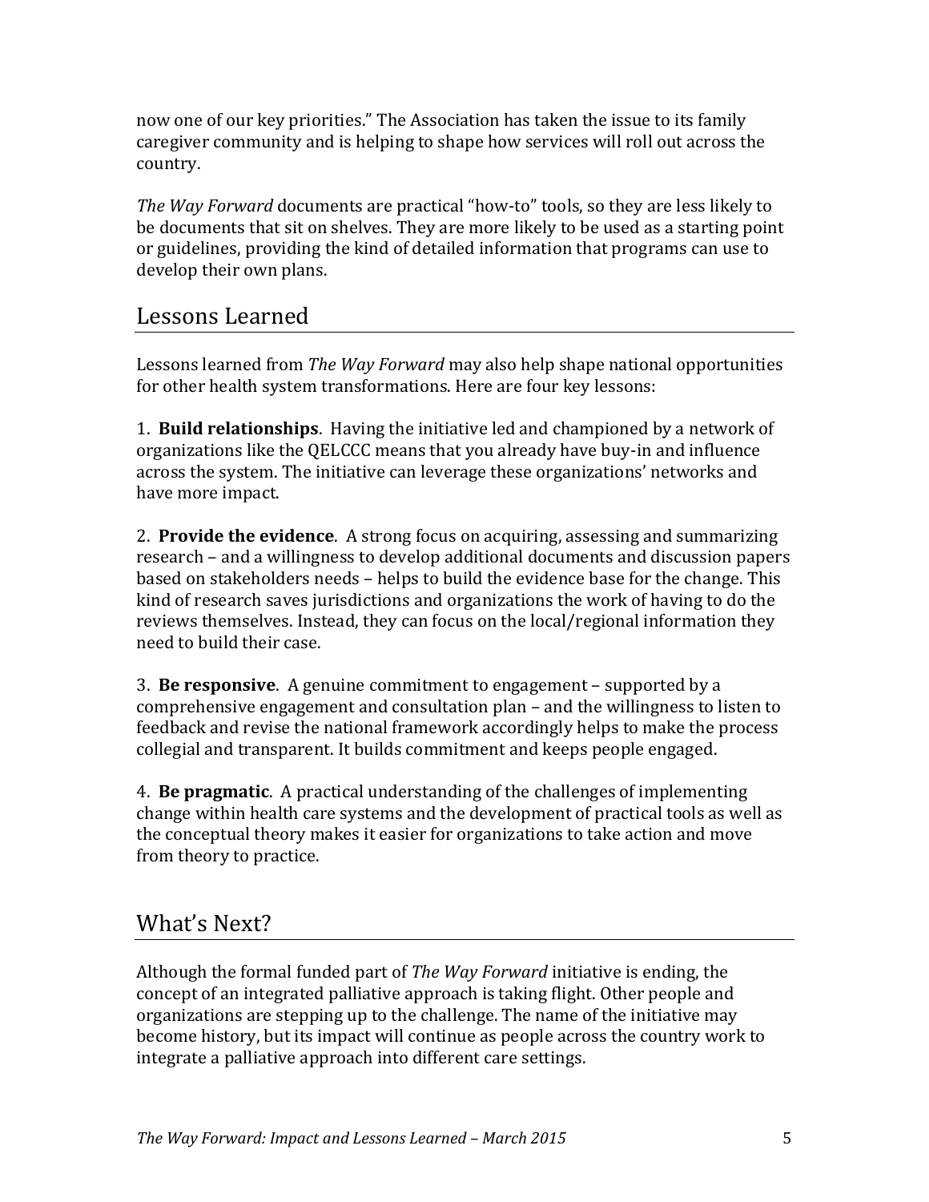now one of our key priorities." The Association has taken the issue to its family caregiver community and is helping to shape how services will roll out across the country.

*The Way Forward* documents are practical "how-to" tools, so they are less likely to be documents that sit on shelves. They are more likely to be used as a starting point or guidelines, providing the kind of detailed information that programs can use to develop their own plans.

## Lessons Learned

Lessons learned from *The Way Forward* may also help shape national opportunities for other health system transformations. Here are four key lessons:

1. **Build relationships**. Having the initiative led and championed by a network of organizations like the QELCCC means that you already have buy-in and influence across the system. The initiative can leverage these organizations' networks and have more impact.

2. **Provide the evidence**. A strong focus on acquiring, assessing and summarizing research – and a willingness to develop additional documents and discussion papers based on stakeholders needs – helps to build the evidence base for the change. This kind of research saves jurisdictions and organizations the work of having to do the reviews themselves. Instead, they can focus on the local/regional information they need to build their case.

3. **Be responsive**. A genuine commitment to engagement – supported by a comprehensive engagement and consultation plan – and the willingness to listen to feedback and revise the national framework accordingly helps to make the process collegial and transparent. It builds commitment and keeps people engaged.

4. **Be pragmatic**. A practical understanding of the challenges of implementing change within health care systems and the development of practical tools as well as the conceptual theory makes it easier for organizations to take action and move from theory to practice.

## What's Next?

Although the formal funded part of *The Way Forward* initiative is ending, the concept of an integrated palliative approach is taking flight. Other people and organizations are stepping up to the challenge. The name of the initiative may become history, but its impact will continue as people across the country work to integrate a palliative approach into different care settings.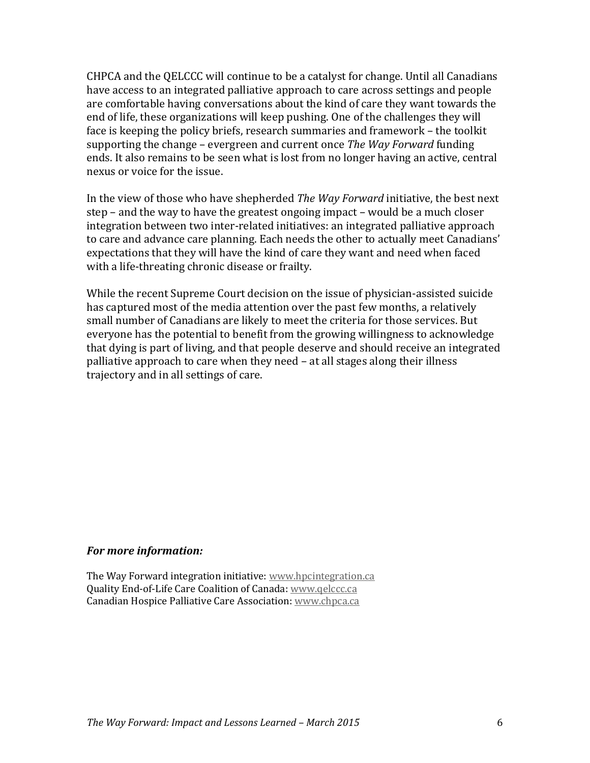CHPCA and the QELCCC will continue to be a catalyst for change. Until all Canadians have access to an integrated palliative approach to care across settings and people are comfortable having conversations about the kind of care they want towards the end of life, these organizations will keep pushing. One of the challenges they will face is keeping the policy briefs, research summaries and framework – the toolkit supporting the change – evergreen and current once *The Way Forward* funding ends. It also remains to be seen what is lost from no longer having an active, central nexus or voice for the issue.

In the view of those who have shepherded *The Way Forward* initiative, the best next step – and the way to have the greatest ongoing impact – would be a much closer integration between two inter-related initiatives: an integrated palliative approach to care and advance care planning. Each needs the other to actually meet Canadians' expectations that they will have the kind of care they want and need when faced with a life-threating chronic disease or frailty.

While the recent Supreme Court decision on the issue of physician-assisted suicide has captured most of the media attention over the past few months, a relatively small number of Canadians are likely to meet the criteria for those services. But everyone has the potential to benefit from the growing willingness to acknowledge that dying is part of living, and that people deserve and should receive an integrated palliative approach to care when they need – at all stages along their illness trajectory and in all settings of care.

***For more information:***

The Way Forward integration initiative: www.hpcintegration.ca
Quality End-of-Life Care Coalition of Canada: www.qelccc.ca
Canadian Hospice Palliative Care Association: www.chpca.ca